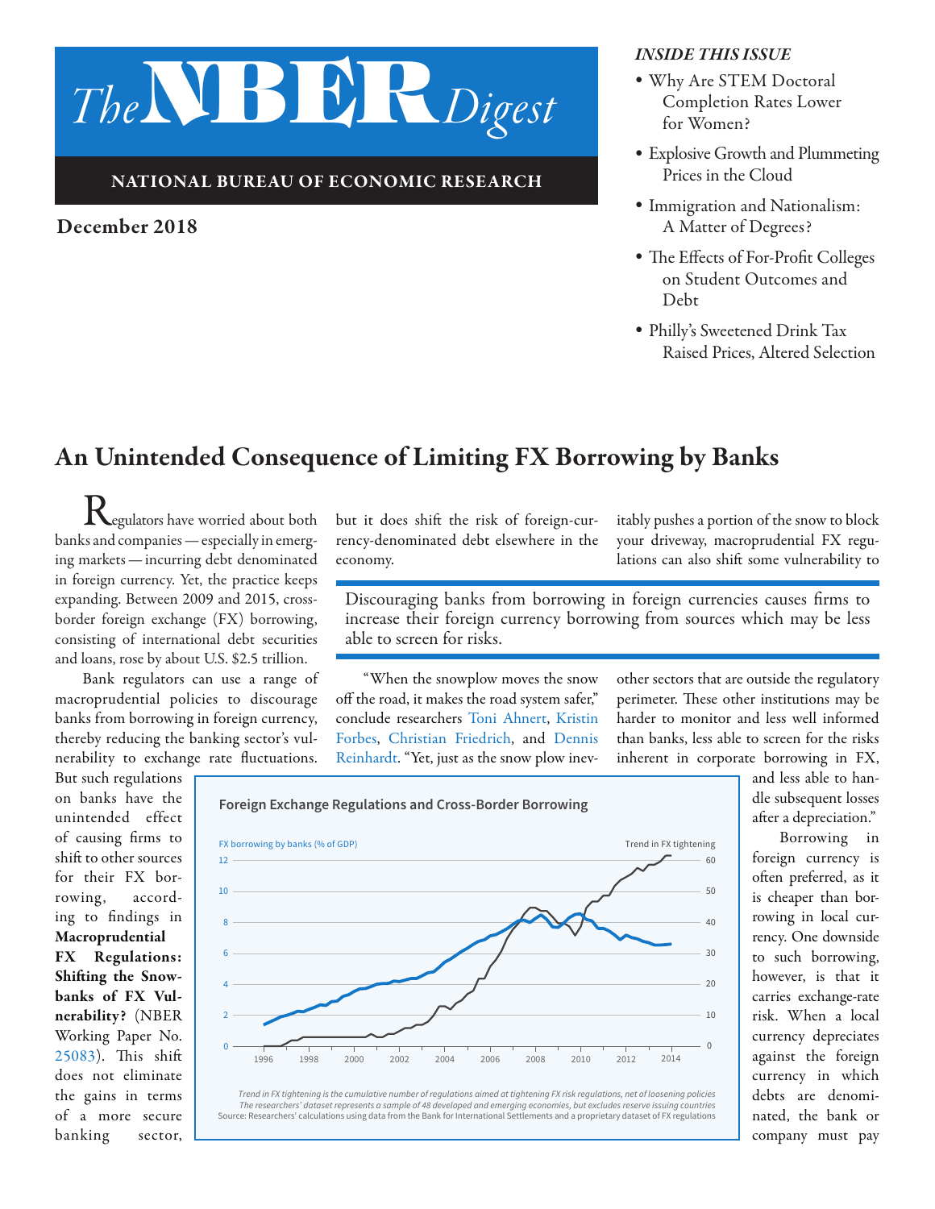# The NBER Digest

**NATIONAL BUREAU OF ECONOMIC RESEARCH**

**December 2018**

*INSIDE THIS ISSUE*

- Why Are STEM Doctoral Completion Rates Lower for Women?
- Explosive Growth and Plummeting Prices in the Cloud
- Immigration and Nationalism: A Matter of Degrees?
- The Effects of For-Profit Colleges on Student Outcomes and Debt
- Philly's Sweetened Drink Tax Raised Prices, Altered Selection

## An Unintended Consequence of Limiting FX Borrowing by Banks

Regulators have worried about both banks and companies — especially in emerging markets — incurring debt denominated in foreign currency. Yet, the practice keeps expanding. Between 2009 and 2015, cross-border foreign exchange (FX) borrowing, consisting of international debt securities and loans, rose by about U.S. $2.5 trillion.

Bank regulators can use a range of macroprudential policies to discourage banks from borrowing in foreign currency, thereby reducing the banking sector's vulnerability to exchange rate fluctuations. But such regulations on banks have the unintended effect of causing firms to shift to other sources for their FX borrowing, according to findings in **Macroprudential FX Regulations: Shifting the Snowbanks of FX Vulnerability?** (NBER Working Paper No. 25083). This shift does not eliminate the gains in terms of a more secure banking sector, but it does shift the risk of foreign-currency-denominated debt elsewhere in the economy.

> Discouraging banks from borrowing in foreign currencies causes firms to increase their foreign currency borrowing from sources which may be less able to screen for risks.

"When the snowplow moves the snow off the road, it makes the road system safer," conclude researchers Toni Ahnert, Kristin Forbes, Christian Friedrich, and Dennis Reinhardt. "Yet, just as the snow plow inevitably pushes a portion of the snow to block your driveway, macroprudential FX regulations can also shift some vulnerability to other sectors that are outside the regulatory perimeter. These other institutions may be harder to monitor and less well informed than banks, less able to screen for the risks inherent in corporate borrowing in FX, and less able to handle subsequent losses after a depreciation."

**Foreign Exchange Regulations and Cross-Border Borrowing**

*Trend in FX tightening is the cumulative number of regulations aimed at tightening FX risk regulations, net of loosening policies*
*The researchers' dataset represents a sample of 48 developed and emerging economies, but excludes reserve issuing countries*
Source: Researchers' calculations using data from the Bank for International Settlements and a proprietary dataset of FX regulations

Borrowing in foreign currency is often preferred, as it is cheaper than borrowing in local currency. One downside to such borrowing, however, is that it carries exchange-rate risk. When a local currency depreciates against the foreign currency in which debts are denominated, the bank or company must pay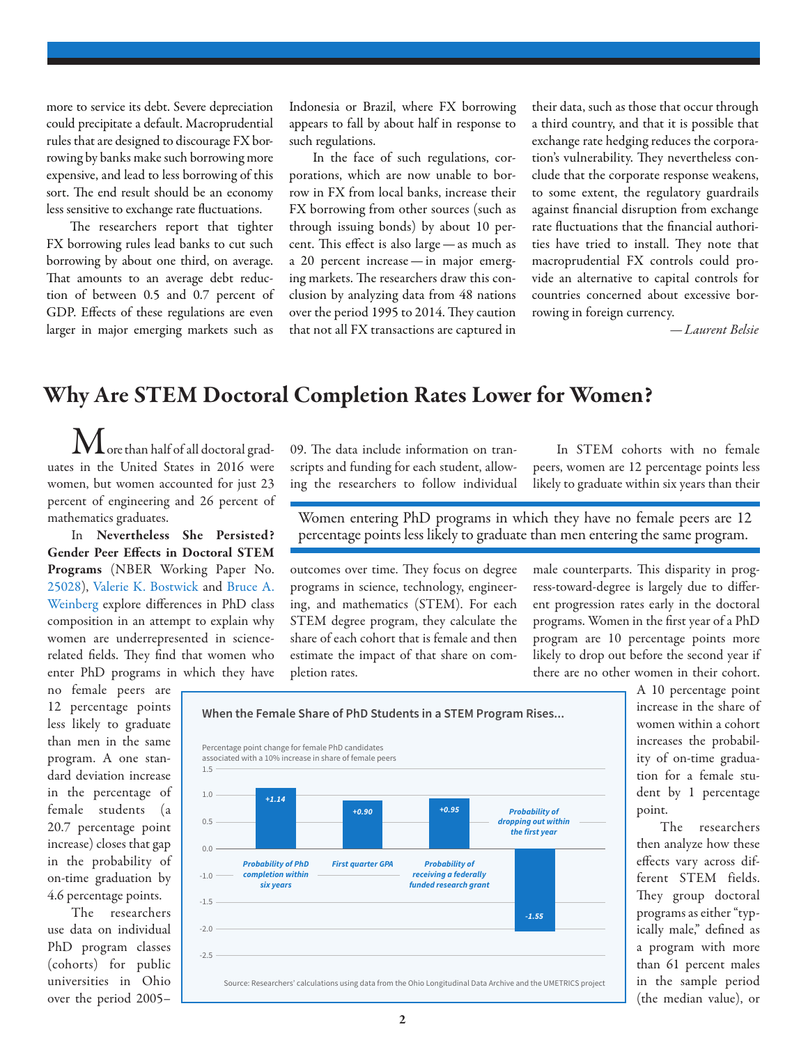more to service its debt. Severe depreciation could precipitate a default. Macroprudential rules that are designed to discourage FX borrowing by banks make such borrowing more expensive, and lead to less borrowing of this sort. The end result should be an economy less sensitive to exchange rate fluctuations.

The researchers report that tighter FX borrowing rules lead banks to cut such borrowing by about one third, on average. That amounts to an average debt reduction of between 0.5 and 0.7 percent of GDP. Effects of these regulations are even larger in major emerging markets such as Indonesia or Brazil, where FX borrowing appears to fall by about half in response to such regulations.

In the face of such regulations, corporations, which are now unable to borrow in FX from local banks, increase their FX borrowing from other sources (such as through issuing bonds) by about 10 percent. This effect is also large — as much as a 20 percent increase — in major emerging markets. The researchers draw this conclusion by analyzing data from 48 nations over the period 1995 to 2014. They caution that not all FX transactions are captured in their data, such as those that occur through a third country, and that it is possible that exchange rate hedging reduces the corporation's vulnerability. They nevertheless conclude that the corporate response weakens, to some extent, the regulatory guardrails against financial disruption from exchange rate fluctuations that the financial authorities have tried to install. They note that macroprudential FX controls could provide an alternative to capital controls for countries concerned about excessive borrowing in foreign currency.

*— Laurent Belsie*

# Why Are STEM Doctoral Completion Rates Lower for Women?

More than half of all doctoral graduates in the United States in 2016 were women, but women accounted for just 23 percent of engineering and 26 percent of mathematics graduates.

In **Nevertheless She Persisted? Gender Peer Effects in Doctoral STEM Programs** (NBER Working Paper No. 25028), Valerie K. Bostwick and Bruce A. Weinberg explore differences in PhD class composition in an attempt to explain why women are underrepresented in science-related fields. They find that women who enter PhD programs in which they have no female peers are 12 percentage points less likely to graduate than men in the same program. A one standard deviation increase in the percentage of female students (a 20.7 percentage point increase) closes that gap in the probability of on-time graduation by 4.6 percentage points.

The researchers use data on individual PhD program classes (cohorts) for public universities in Ohio over the period 2005–09. The data include information on transcripts and funding for each student, allowing the researchers to follow individual outcomes over time. They focus on degree programs in science, technology, engineering, and mathematics (STEM). For each STEM degree program, they calculate the share of each cohort that is female and then estimate the impact of that share on completion rates.

> Women entering PhD programs in which they have no female peers are 12 percentage points less likely to graduate than men entering the same program.

In STEM cohorts with no female peers, women are 12 percentage points less likely to graduate within six years than their male counterparts. This disparity in progress-toward-degree is largely due to different progression rates early in the doctoral programs. Women in the first year of a PhD program are 10 percentage points more likely to drop out before the second year if there are no other women in their cohort. A 10 percentage point increase in the share of women within a cohort increases the probability of on-time graduation for a female student by 1 percentage point.

**When the Female Share of PhD Students in a STEM Program Rises...**

Percentage point change for female PhD candidates associated with a 10% increase in share of female peers

| Outcome | Percentage point change |
|---|---|
| Probability of PhD completion within six years | +1.14 |
| First quarter GPA | +0.90 |
| Probability of receiving a federally funded research grant | +0.95 |
| Probability of dropping out within the first year | -1.55 |

Source: Researchers' calculations using data from the Ohio Longitudinal Data Archive and the UMETRICS project

The researchers then analyze how these effects vary across different STEM fields. They group doctoral programs as either "typically male," defined as a program with more than 61 percent males in the sample period (the median value), or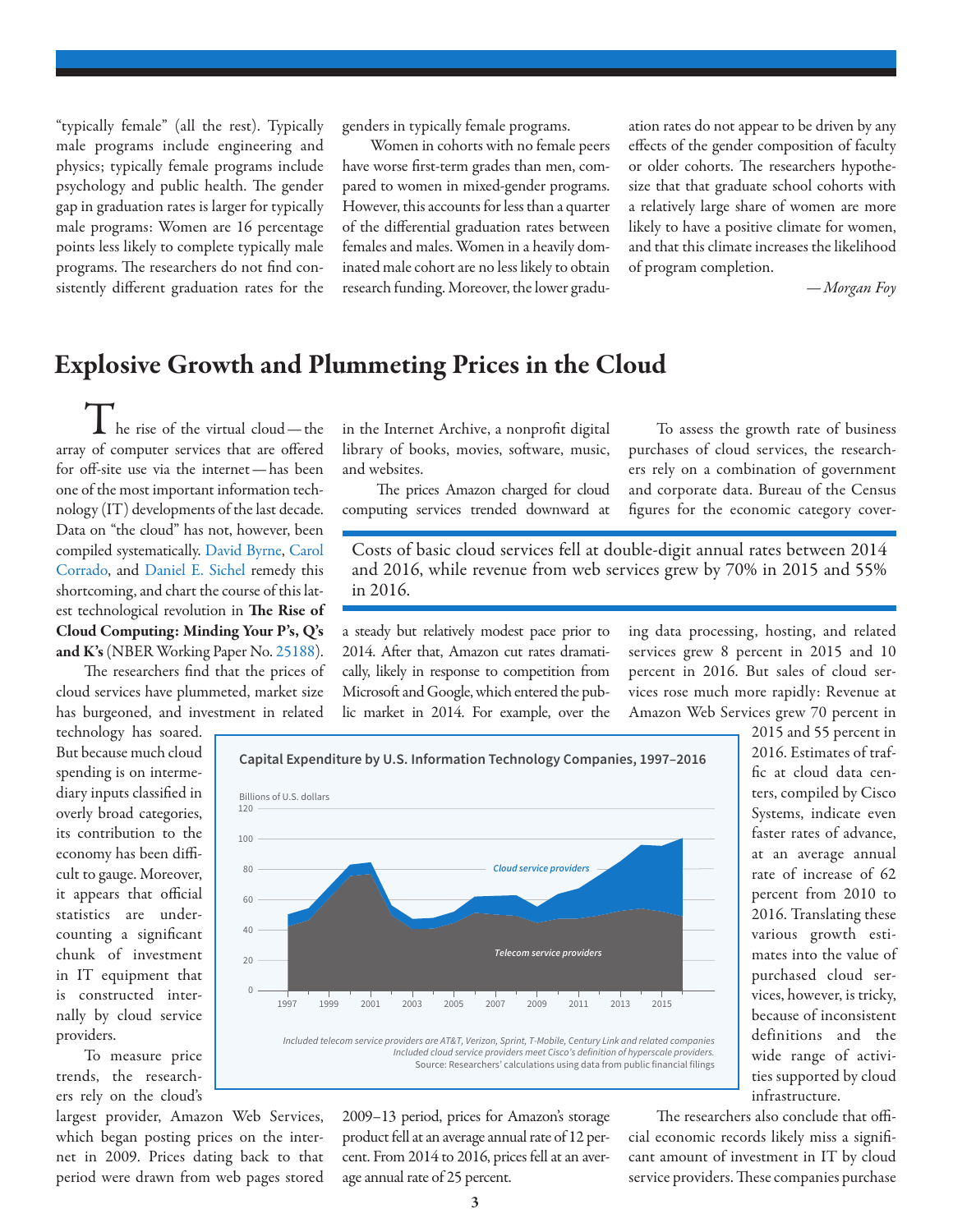"typically female" (all the rest). Typically male programs include engineering and physics; typically female programs include psychology and public health. The gender gap in graduation rates is larger for typically male programs: Women are 16 percentage points less likely to complete typically male programs. The researchers do not find consistently different graduation rates for the genders in typically female programs.

Women in cohorts with no female peers have worse first-term grades than men, compared to women in mixed-gender programs. However, this accounts for less than a quarter of the differential graduation rates between females and males. Women in a heavily dominated male cohort are no less likely to obtain research funding. Moreover, the lower graduation rates do not appear to be driven by any effects of the gender composition of faculty or older cohorts. The researchers hypothesize that that graduate school cohorts with a relatively large share of women are more likely to have a positive climate for women, and that this climate increases the likelihood of program completion.

*— Morgan Foy*

# Explosive Growth and Plummeting Prices in the Cloud

The rise of the virtual cloud — the array of computer services that are offered for off-site use via the internet — has been one of the most important information technology (IT) developments of the last decade. Data on "the cloud" has not, however, been compiled systematically. David Byrne, Carol Corrado, and Daniel E. Sichel remedy this shortcoming, and chart the course of this latest technological revolution in **The Rise of Cloud Computing: Minding Your P's, Q's and K's** (NBER Working Paper No. 25188).

The researchers find that the prices of cloud services have plummeted, market size has burgeoned, and investment in related technology has soared. But because much cloud spending is on intermediary inputs classified in overly broad categories, its contribution to the economy has been difficult to gauge. Moreover, it appears that official statistics are undercounting a significant chunk of investment in IT equipment that is constructed internally by cloud service providers.

To measure price trends, the researchers rely on the cloud's largest provider, Amazon Web Services, which began posting prices on the internet in 2009. Prices dating back to that period were drawn from web pages stored in the Internet Archive, a nonprofit digital library of books, movies, software, music, and websites.

The prices Amazon charged for cloud computing services trended downward at a steady but relatively modest pace prior to 2014. After that, Amazon cut rates dramatically, likely in response to competition from Microsoft and Google, which entered the public market in 2014. For example, over the 2009–13 period, prices for Amazon's storage product fell at an average annual rate of 12 percent. From 2014 to 2016, prices fell at an average annual rate of 25 percent.

> Costs of basic cloud services fell at double-digit annual rates between 2014 and 2016, while revenue from web services grew by 70% in 2015 and 55% in 2016.

To assess the growth rate of business purchases of cloud services, the researchers rely on a combination of government and corporate data. Bureau of the Census figures for the economic category covering data processing, hosting, and related services grew 8 percent in 2015 and 10 percent in 2016. But sales of cloud services rose much more rapidly: Revenue at Amazon Web Services grew 70 percent in 2015 and 55 percent in 2016. Estimates of traffic at cloud data centers, compiled by Cisco Systems, indicate even faster rates of advance, at an average annual rate of increase of 62 percent from 2010 to 2016. Translating these various growth estimates into the value of purchased cloud services, however, is tricky, because of inconsistent definitions and the wide range of activities supported by cloud infrastructure.

**Capital Expenditure by U.S. Information Technology Companies, 1997–2016**

*Included telecom service providers are AT&T, Verizon, Sprint, T-Mobile, Century Link and related companies*
*Included cloud service providers meet Cisco's definition of hyperscale providers.*
Source: Researchers' calculations using data from public financial filings

The researchers also conclude that official economic records likely miss a significant amount of investment in IT by cloud service providers. These companies purchase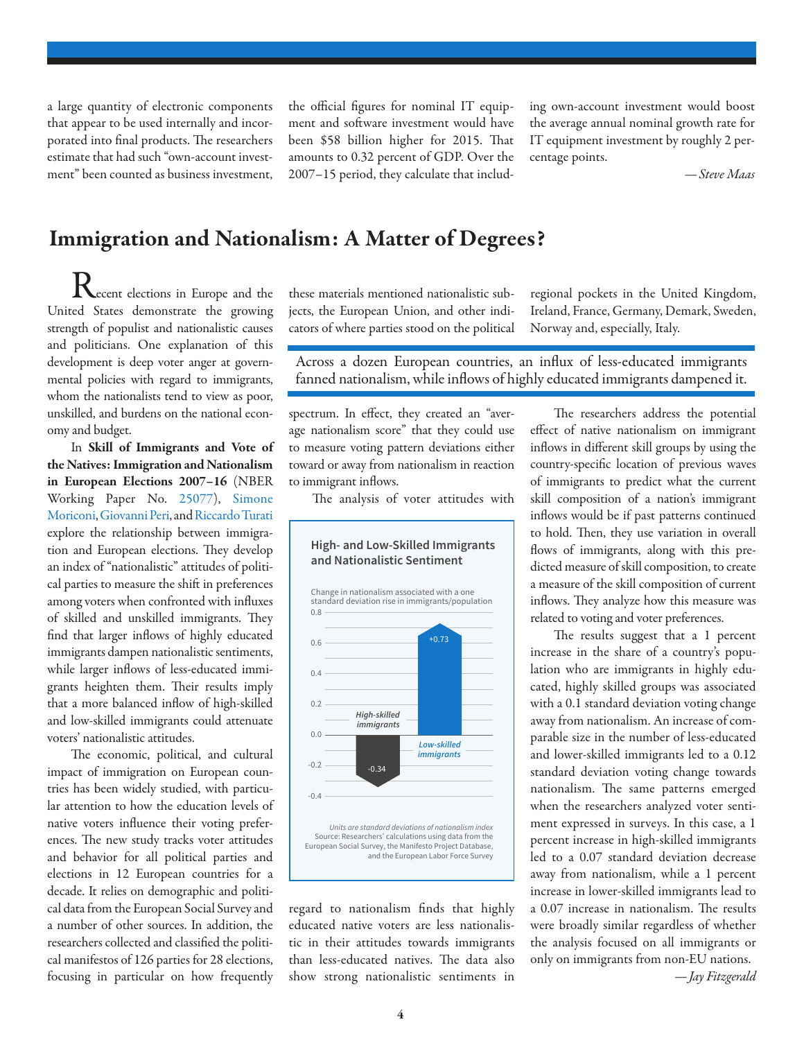a large quantity of electronic components that appear to be used internally and incorporated into final products. The researchers estimate that had such "own-account investment" been counted as business investment, the official figures for nominal IT equipment and software investment would have been \$58 billion higher for 2015. That amounts to 0.32 percent of GDP. Over the 2007–15 period, they calculate that including own-account investment would boost the average annual nominal growth rate for IT equipment investment by roughly 2 percentage points.

*—Steve Maas*

## Immigration and Nationalism: A Matter of Degrees?

Recent elections in Europe and the United States demonstrate the growing strength of populist and nationalistic causes and politicians. One explanation of this development is deep voter anger at governmental policies with regard to immigrants, whom the nationalists tend to view as poor, unskilled, and burdens on the national economy and budget.

In **Skill of Immigrants and Vote of the Natives: Immigration and Nationalism in European Elections 2007–16** (NBER Working Paper No. 25077), Simone Moriconi, Giovanni Peri, and Riccardo Turati explore the relationship between immigration and European elections. They develop an index of "nationalistic" attitudes of political parties to measure the shift in preferences among voters when confronted with influxes of skilled and unskilled immigrants. They find that larger inflows of highly educated immigrants dampen nationalistic sentiments, while larger inflows of less-educated immigrants heighten them. Their results imply that a more balanced inflow of high-skilled and low-skilled immigrants could attenuate voters' nationalistic attitudes.

The economic, political, and cultural impact of immigration on European countries has been widely studied, with particular attention to how the education levels of native voters influence their voting preferences. The new study tracks voter attitudes and behavior for all political parties and elections in 12 European countries for a decade. It relies on demographic and political data from the European Social Survey and a number of other sources. In addition, the researchers collected and classified the political manifestos of 126 parties for 28 elections, focusing in particular on how frequently these materials mentioned nationalistic subjects, the European Union, and other indicators of where parties stood on the political spectrum. In effect, they created an "average nationalism score" that they could use to measure voting pattern deviations either toward or away from nationalism in reaction to immigrant inflows.

> Across a dozen European countries, an influx of less-educated immigrants fanned nationalism, while inflows of highly educated immigrants dampened it.

The analysis of voter attitudes with regard to nationalism finds that highly educated native voters are less nationalistic in their attitudes towards immigrants than less-educated natives. The data also show strong nationalistic sentiments in regional pockets in the United Kingdom, Ireland, France, Germany, Demark, Sweden, Norway and, especially, Italy.

**High- and Low-Skilled Immigrants and Nationalistic Sentiment**

Change in nationalism associated with a one standard deviation rise in immigrants/population

| | Change |
|---|---|
| High-skilled immigrants | -0.34 |
| Low-skilled immigrants | +0.73 |

*Units are standard deviations of nationalism index*
Source: Researchers' calculations using data from the European Social Survey, the Manifesto Project Database, and the European Labor Force Survey

The researchers address the potential effect of native nationalism on immigrant inflows in different skill groups by using the country-specific location of previous waves of immigrants to predict what the current skill composition of a nation's immigrant inflows would be if past patterns continued to hold. Then, they use variation in overall flows of immigrants, along with this predicted measure of skill composition, to create a measure of the skill composition of current inflows. They analyze how this measure was related to voting and voter preferences.

The results suggest that a 1 percent increase in the share of a country's population who are immigrants in highly educated, highly skilled groups was associated with a 0.1 standard deviation voting change away from nationalism. An increase of comparable size in the number of less-educated and lower-skilled immigrants led to a 0.12 standard deviation voting change towards nationalism. The same patterns emerged when the researchers analyzed voter sentiment expressed in surveys. In this case, a 1 percent increase in high-skilled immigrants led to a 0.07 standard deviation decrease away from nationalism, while a 1 percent increase in lower-skilled immigrants lead to a 0.07 increase in nationalism. The results were broadly similar regardless of whether the analysis focused on all immigrants or only on immigrants from non-EU nations.

*—Jay Fitzgerald*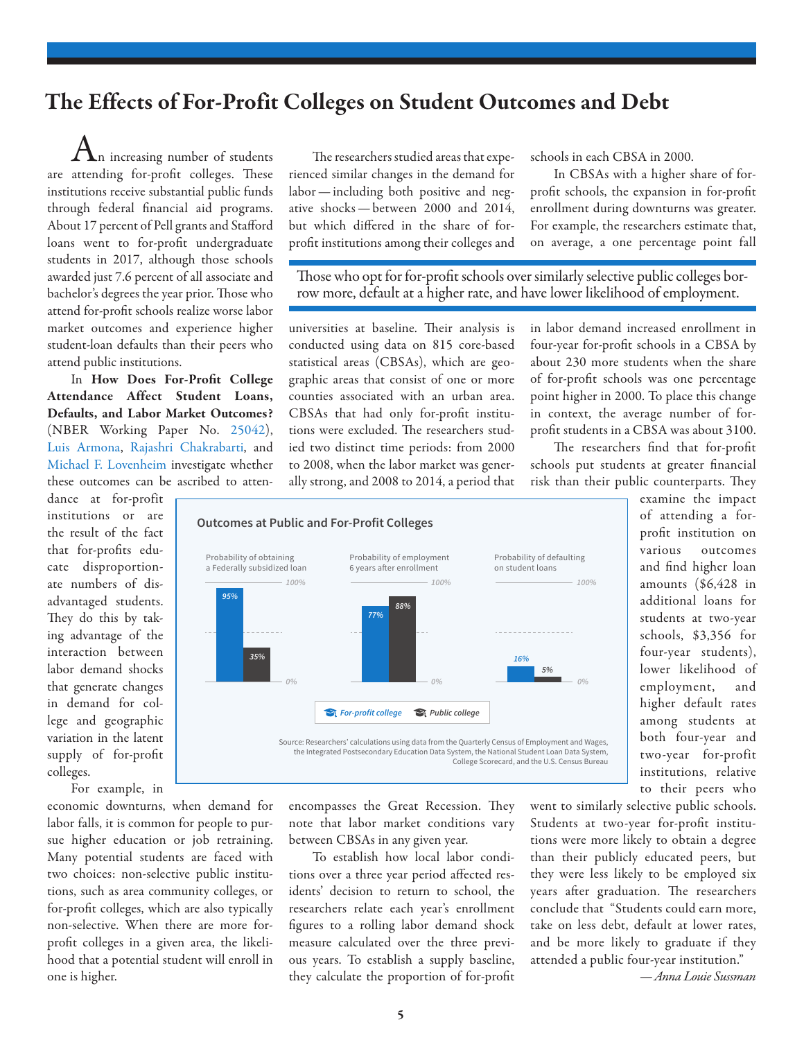# The Effects of For-Profit Colleges on Student Outcomes and Debt

An increasing number of students are attending for-profit colleges. These institutions receive substantial public funds through federal financial aid programs. About 17 percent of Pell grants and Stafford loans went to for-profit undergraduate students in 2017, although those schools awarded just 7.6 percent of all associate and bachelor's degrees the year prior. Those who attend for-profit schools realize worse labor market outcomes and experience higher student-loan defaults than their peers who attend public institutions.

In **How Does For-Profit College Attendance Affect Student Loans, Defaults, and Labor Market Outcomes?** (NBER Working Paper No. 25042), Luis Armona, Rajashri Chakrabarti, and Michael F. Lovenheim investigate whether these outcomes can be ascribed to attendance at for-profit institutions or are the result of the fact that for-profits educate disproportionate numbers of disadvantaged students. They do this by taking advantage of the interaction between labor demand shocks that generate changes in demand for college and geographic variation in the latent supply of for-profit colleges.

For example, in economic downturns, when demand for labor falls, it is common for people to pursue higher education or job retraining. Many potential students are faced with two choices: non-selective public institutions, such as area community colleges, or for-profit colleges, which are also typically non-selective. When there are more for-profit colleges in a given area, the likelihood that a potential student will enroll in one is higher.

The researchers studied areas that experienced similar changes in the demand for labor — including both positive and negative shocks — between 2000 and 2014, but which differed in the share of for-profit institutions among their colleges and universities at baseline. Their analysis is conducted using data on 815 core-based statistical areas (CBSAs), which are geographic areas that consist of one or more counties associated with an urban area. CBSAs that had only for-profit institutions were excluded. The researchers studied two distinct time periods: from 2000 to 2008, when the labor market was generally strong, and 2008 to 2014, a period that encompasses the Great Recession. They note that labor market conditions vary between CBSAs in any given year.

To establish how local labor conditions over a three year period affected residents' decision to return to school, the researchers relate each year's enrollment figures to a rolling labor demand shock measure calculated over the three previous years. To establish a supply baseline, they calculate the proportion of for-profit schools in each CBSA in 2000.

In CBSAs with a higher share of for-profit schools, the expansion in for-profit enrollment during downturns was greater. For example, the researchers estimate that, on average, a one percentage point fall in labor demand increased enrollment in four-year for-profit schools in a CBSA by about 230 more students when the share of for-profit schools was one percentage point higher in 2000. To place this change in context, the average number of for-profit students in a CBSA was about 3100.

> Those who opt for for-profit schools over similarly selective public colleges borrow more, default at a higher rate, and have lower likelihood of employment.

**Outcomes at Public and For-Profit Colleges**

| | For-profit college | Public college |
|---|---|---|
| Probability of obtaining a Federally subsidized loan | 95% | 35% |
| Probability of employment 6 years after enrollment | 77% | 88% |
| Probability of defaulting on student loans | 16% | 5% |

Source: Researchers' calculations using data from the Quarterly Census of Employment and Wages, the Integrated Postsecondary Education Data System, the National Student Loan Data System, College Scorecard, and the U.S. Census Bureau

The researchers find that for-profit schools put students at greater financial risk than their public counterparts. They examine the impact of attending a for-profit institution on various outcomes and find higher loan amounts ($6,428 in additional loans for students at two-year schools, $3,356 for four-year students), lower likelihood of employment, and higher default rates among students at both four-year and two-year for-profit institutions, relative to their peers who went to similarly selective public schools. Students at two-year for-profit institutions were more likely to obtain a degree than their publicly educated peers, but they were less likely to be employed six years after graduation. The researchers conclude that "Students could earn more, take on less debt, default at lower rates, and be more likely to graduate if they attended a public four-year institution."

*— Anna Louie Sussman*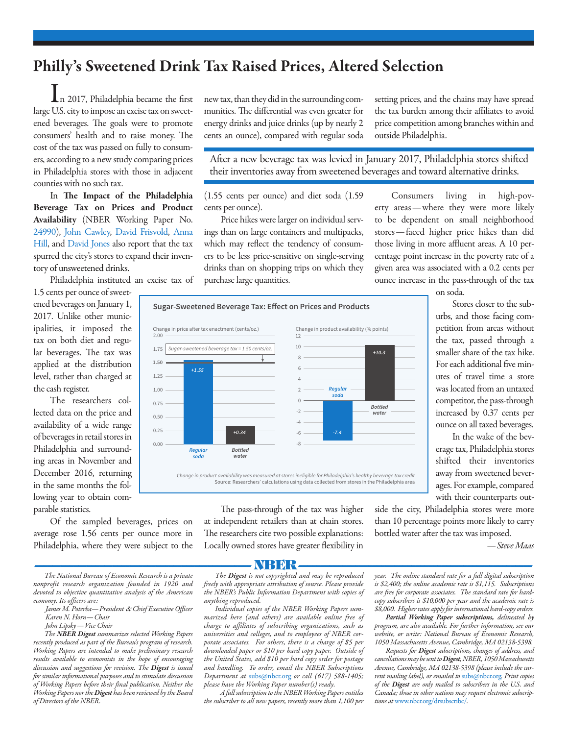# Philly's Sweetened Drink Tax Raised Prices, Altered Selection

In 2017, Philadelphia became the first large U.S. city to impose an excise tax on sweetened beverages. The goals were to promote consumers' health and to raise money. The cost of the tax was passed on fully to consumers, according to a new study comparing prices in Philadelphia stores with those in adjacent counties with no such tax.

In **The Impact of the Philadelphia Beverage Tax on Prices and Product Availability** (NBER Working Paper No. 24990), John Cawley, David Frisvold, Anna Hill, and David Jones also report that the tax spurred the city's stores to expand their inventory of unsweetened drinks.

Philadelphia instituted an excise tax of 1.5 cents per ounce of sweetened beverages on January 1, 2017. Unlike other municipalities, it imposed the tax on both diet and regular beverages. The tax was applied at the distribution level, rather than charged at the cash register.

The researchers collected data on the price and availability of a wide range of beverages in retail stores in Philadelphia and surrounding areas in November and December 2016, returning in the same months the following year to obtain comparable statistics.

Of the sampled beverages, prices on average rose 1.56 cents per ounce more in Philadelphia, where they were subject to the new tax, than they did in the surrounding communities. The differential was even greater for energy drinks and juice drinks (up by nearly 2 cents an ounce), compared with regular soda (1.55 cents per ounce) and diet soda (1.59 cents per ounce).

Price hikes were larger on individual servings than on large containers and multipacks, which may reflect the tendency of consumers to be less price-sensitive on single-serving drinks than on shopping trips on which they purchase large quantities.

> After a new beverage tax was levied in January 2017, Philadelphia stores shifted their inventories away from sweetened beverages and toward alternative drinks.

**Sugar-Sweetened Beverage Tax: Effect on Prices and Products**

Change in price after tax enactment (cents/oz.)

Sugar-sweetened beverage tax = 1.50 cents/oz.

Regular soda: +1.55

Bottled water: +0.34

Change in product availability (% points)

Regular soda: -7.4

Bottled water: +10.3

*Change in product availability was measured at stores ineligible for Philadelphia's healthy beverage tax credit*

Source: Researchers' calculations using data collected from stores in the Philadelphia area

The pass-through of the tax was higher at independent retailers than at chain stores. The researchers cite two possible explanations: Locally owned stores have greater flexibility in setting prices, and the chains may have spread the tax burden among their affiliates to avoid price competition among branches within and outside Philadelphia.

Consumers living in high-poverty areas—where they were more likely to be dependent on small neighborhood stores—faced higher price hikes than did those living in more affluent areas. A 10 percentage point increase in the poverty rate of a given area was associated with a 0.2 cents per ounce increase in the pass-through of the tax on soda.

Stores closer to the suburbs, and those facing competition from areas without the tax, passed through a smaller share of the tax hike. For each additional five minutes of travel time a store was located from an untaxed competitor, the pass-through increased by 0.37 cents per ounce on all taxed beverages.

In the wake of the beverage tax, Philadelphia stores shifted their inventories away from sweetened beverages. For example, compared with their counterparts outside the city, Philadelphia stores were more than 10 percentage points more likely to carry bottled water after the tax was imposed.

*—Steve Maas*

---

**NBER**

*The National Bureau of Economic Research is a private nonprofit research organization founded in 1920 and devoted to objective quantitative analysis of the American economy. Its officers are:*

*James M. Poterba—President & Chief Executive Officer*
*Karen N. Horn—Chair*
*John Lipsky—Vice Chair*

*The **NBER Digest** summarizes selected Working Papers recently produced as part of the Bureau's program of research. Working Papers are intended to make preliminary research results available to economists in the hope of encouraging discussion and suggestions for revision. The **Digest** is issued for similar informational purposes and to stimulate discussion of Working Papers before their final publication. Neither the Working Papers nor the **Digest** has been reviewed by the Board of Directors of the NBER.*

*The **Digest** is not copyrighted and may be reproduced freely with appropriate attribution of source. Please provide the NBER's Public Information Department with copies of anything reproduced.*

*Individual copies of the NBER Working Papers summarized here (and others) are available online free of charge to affiliates of subscribing organizations, such as universities and colleges, and to employees of NBER corporate associates. For others, there is a charge of $5 per downloaded paper or $10 per hard copy paper. Outside of the United States, add $10 per hard copy order for postage and handling. To order, email the NBER Subscriptions Department at subs@nber.org or call (617) 588-1405; please have the Working Paper number(s) ready.*

*A full subscription to the NBER Working Papers entitles the subscriber to all new papers, recently more than 1,100 per year. The online standard rate for a full digital subscription is $2,400; the online academic rate is $1,115. Subscriptions are free for corporate associates. The standard rate for hard-copy subscribers is $10,000 per year and the academic rate is $8,000. Higher rates apply for international hard-copy orders.*

***Partial Working Paper subscriptions,** delineated by program, are also available. For further information, see our website, or write: National Bureau of Economic Research, 1050 Massachusetts Avenue, Cambridge, MA 02138-5398.*

*Requests for **Digest** subscriptions, changes of address, and cancellations may be sent to **Digest**, NBER, 1050 Massachusetts Avenue, Cambridge, MA 02138-5398 (please include the current mailing label), or emailed to subs@nber.org. Print copies of the **Digest** are only mailed to subscribers in the U.S. and Canada; those in other nations may request electronic subscriptions at www.nber.org/drsubscribe/.*